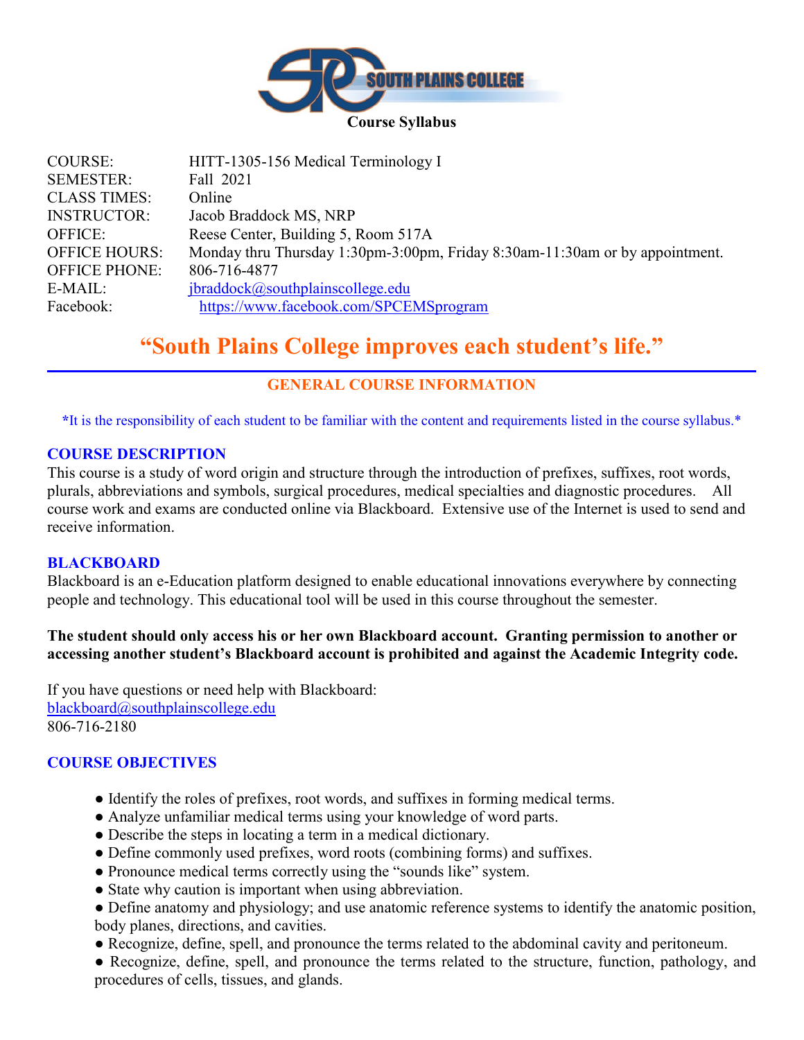**Course Syllabus**

| | |
|---|---|
| COURSE: | HITT-1305-156 Medical Terminology I |
| SEMESTER: | Fall 2021 |
| CLASS TIMES: | Online |
| INSTRUCTOR: | Jacob Braddock MS, NRP |
| OFFICE: | Reese Center, Building 5, Room 517A |
| OFFICE HOURS: | Monday thru Thursday 1:30pm-3:00pm, Friday 8:30am-11:30am or by appointment. |
| OFFICE PHONE: | 806-716-4877 |
| E-MAIL: | jbraddock@southplainscollege.edu |
| Facebook: | https://www.facebook.com/SPCEMSprogram |

# "South Plains College improves each student's life."

## GENERAL COURSE INFORMATION

*It is the responsibility of each student to be familiar with the content and requirements listed in the course syllabus.*

### COURSE DESCRIPTION

This course is a study of word origin and structure through the introduction of prefixes, suffixes, root words, plurals, abbreviations and symbols, surgical procedures, medical specialties and diagnostic procedures. All course work and exams are conducted online via Blackboard. Extensive use of the Internet is used to send and receive information.

### BLACKBOARD

Blackboard is an e-Education platform designed to enable educational innovations everywhere by connecting people and technology. This educational tool will be used in this course throughout the semester.

**The student should only access his or her own Blackboard account. Granting permission to another or accessing another student's Blackboard account is prohibited and against the Academic Integrity code.**

If you have questions or need help with Blackboard:
blackboard@southplainscollege.edu
806-716-2180

### COURSE OBJECTIVES

- Identify the roles of prefixes, root words, and suffixes in forming medical terms.
- Analyze unfamiliar medical terms using your knowledge of word parts.
- Describe the steps in locating a term in a medical dictionary.
- Define commonly used prefixes, word roots (combining forms) and suffixes.
- Pronounce medical terms correctly using the "sounds like" system.
- State why caution is important when using abbreviation.
- Define anatomy and physiology; and use anatomic reference systems to identify the anatomic position, body planes, directions, and cavities.
- Recognize, define, spell, and pronounce the terms related to the abdominal cavity and peritoneum.
- Recognize, define, spell, and pronounce the terms related to the structure, function, pathology, and procedures of cells, tissues, and glands.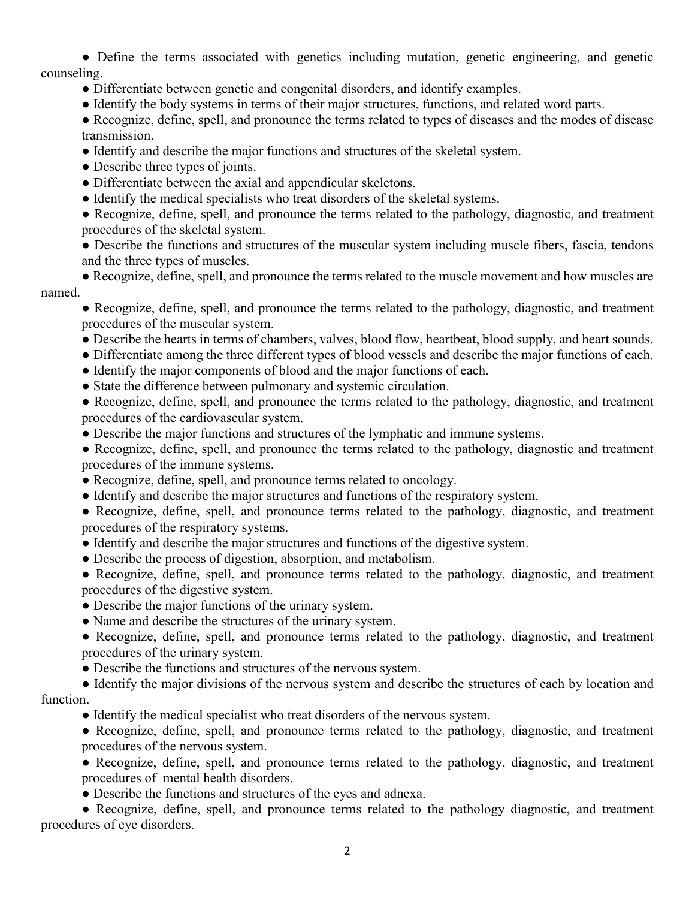- Define the terms associated with genetics including mutation, genetic engineering, and genetic counseling.
- Differentiate between genetic and congenital disorders, and identify examples.
- Identify the body systems in terms of their major structures, functions, and related word parts.
- Recognize, define, spell, and pronounce the terms related to types of diseases and the modes of disease transmission.
- Identify and describe the major functions and structures of the skeletal system.
- Describe three types of joints.
- Differentiate between the axial and appendicular skeletons.
- Identify the medical specialists who treat disorders of the skeletal systems.
- Recognize, define, spell, and pronounce the terms related to the pathology, diagnostic, and treatment procedures of the skeletal system.
- Describe the functions and structures of the muscular system including muscle fibers, fascia, tendons and the three types of muscles.
- Recognize, define, spell, and pronounce the terms related to the muscle movement and how muscles are named.
- Recognize, define, spell, and pronounce the terms related to the pathology, diagnostic, and treatment procedures of the muscular system.
- Describe the hearts in terms of chambers, valves, blood flow, heartbeat, blood supply, and heart sounds.
- Differentiate among the three different types of blood vessels and describe the major functions of each.
- Identify the major components of blood and the major functions of each.
- State the difference between pulmonary and systemic circulation.
- Recognize, define, spell, and pronounce the terms related to the pathology, diagnostic, and treatment procedures of the cardiovascular system.
- Describe the major functions and structures of the lymphatic and immune systems.
- Recognize, define, spell, and pronounce the terms related to the pathology, diagnostic and treatment procedures of the immune systems.
- Recognize, define, spell, and pronounce terms related to oncology.
- Identify and describe the major structures and functions of the respiratory system.
- Recognize, define, spell, and pronounce terms related to the pathology, diagnostic, and treatment procedures of the respiratory systems.
- Identify and describe the major structures and functions of the digestive system.
- Describe the process of digestion, absorption, and metabolism.
- Recognize, define, spell, and pronounce terms related to the pathology, diagnostic, and treatment procedures of the digestive system.
- Describe the major functions of the urinary system.
- Name and describe the structures of the urinary system.
- Recognize, define, spell, and pronounce terms related to the pathology, diagnostic, and treatment procedures of the urinary system.
- Describe the functions and structures of the nervous system.
- Identify the major divisions of the nervous system and describe the structures of each by location and function.
- Identify the medical specialist who treat disorders of the nervous system.
- Recognize, define, spell, and pronounce terms related to the pathology, diagnostic, and treatment procedures of the nervous system.
- Recognize, define, spell, and pronounce terms related to the pathology, diagnostic, and treatment procedures of mental health disorders.
- Describe the functions and structures of the eyes and adnexa.
- Recognize, define, spell, and pronounce terms related to the pathology diagnostic, and treatment procedures of eye disorders.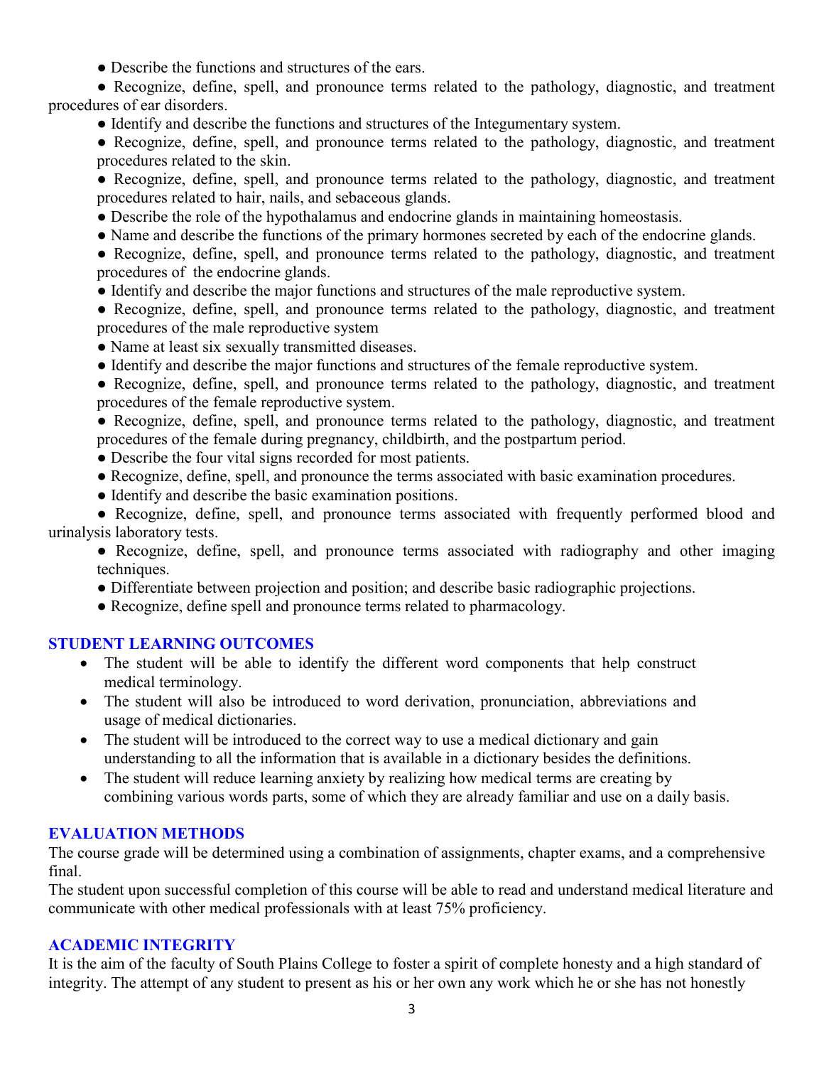- Describe the functions and structures of the ears.
- Recognize, define, spell, and pronounce terms related to the pathology, diagnostic, and treatment procedures of ear disorders.
- Identify and describe the functions and structures of the Integumentary system.
- Recognize, define, spell, and pronounce terms related to the pathology, diagnostic, and treatment procedures related to the skin.
- Recognize, define, spell, and pronounce terms related to the pathology, diagnostic, and treatment procedures related to hair, nails, and sebaceous glands.
- Describe the role of the hypothalamus and endocrine glands in maintaining homeostasis.
- Name and describe the functions of the primary hormones secreted by each of the endocrine glands.
- Recognize, define, spell, and pronounce terms related to the pathology, diagnostic, and treatment procedures of the endocrine glands.
- Identify and describe the major functions and structures of the male reproductive system.
- Recognize, define, spell, and pronounce terms related to the pathology, diagnostic, and treatment procedures of the male reproductive system
- Name at least six sexually transmitted diseases.
- Identify and describe the major functions and structures of the female reproductive system.
- Recognize, define, spell, and pronounce terms related to the pathology, diagnostic, and treatment procedures of the female reproductive system.
- Recognize, define, spell, and pronounce terms related to the pathology, diagnostic, and treatment procedures of the female during pregnancy, childbirth, and the postpartum period.
- Describe the four vital signs recorded for most patients.
- Recognize, define, spell, and pronounce the terms associated with basic examination procedures.
- Identify and describe the basic examination positions.
- Recognize, define, spell, and pronounce terms associated with frequently performed blood and urinalysis laboratory tests.
- Recognize, define, spell, and pronounce terms associated with radiography and other imaging techniques.
- Differentiate between projection and position; and describe basic radiographic projections.
- Recognize, define spell and pronounce terms related to pharmacology.

## STUDENT LEARNING OUTCOMES

- The student will be able to identify the different word components that help construct medical terminology.
- The student will also be introduced to word derivation, pronunciation, abbreviations and usage of medical dictionaries.
- The student will be introduced to the correct way to use a medical dictionary and gain understanding to all the information that is available in a dictionary besides the definitions.
- The student will reduce learning anxiety by realizing how medical terms are creating by combining various words parts, some of which they are already familiar and use on a daily basis.

## EVALUATION METHODS

The course grade will be determined using a combination of assignments, chapter exams, and a comprehensive final.

The student upon successful completion of this course will be able to read and understand medical literature and communicate with other medical professionals with at least 75% proficiency.

## ACADEMIC INTEGRITY

It is the aim of the faculty of South Plains College to foster a spirit of complete honesty and a high standard of integrity. The attempt of any student to present as his or her own any work which he or she has not honestly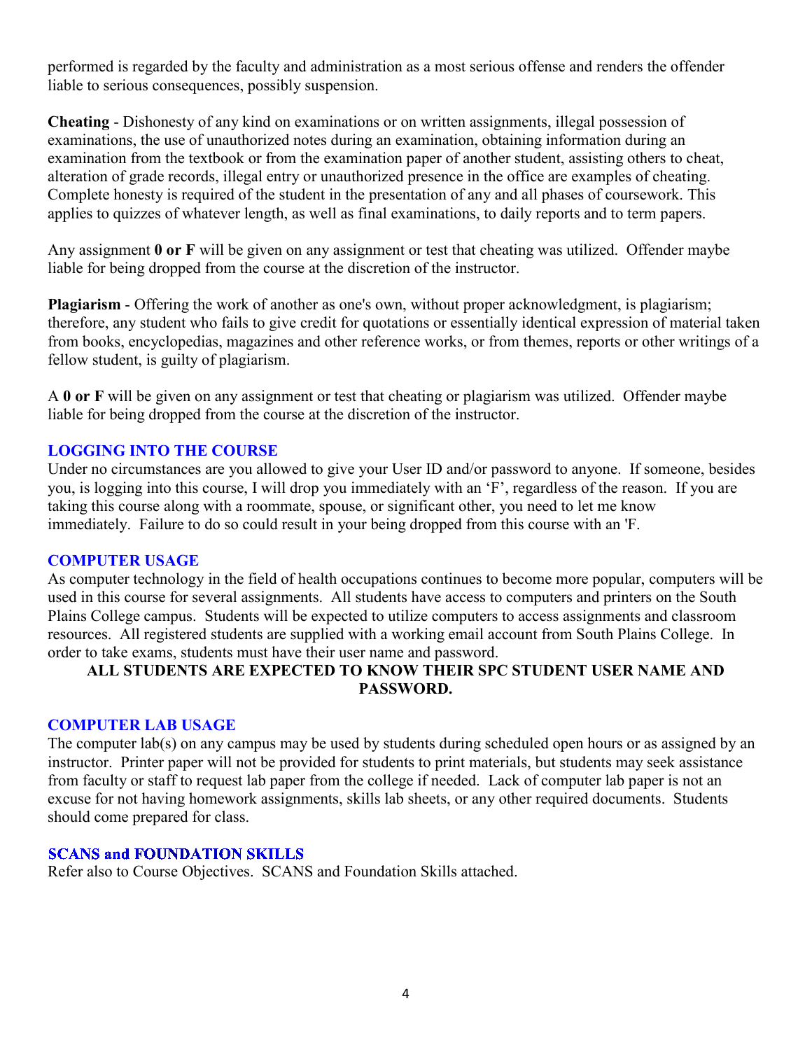performed is regarded by the faculty and administration as a most serious offense and renders the offender liable to serious consequences, possibly suspension.

**Cheating** - Dishonesty of any kind on examinations or on written assignments, illegal possession of examinations, the use of unauthorized notes during an examination, obtaining information during an examination from the textbook or from the examination paper of another student, assisting others to cheat, alteration of grade records, illegal entry or unauthorized presence in the office are examples of cheating. Complete honesty is required of the student in the presentation of any and all phases of coursework. This applies to quizzes of whatever length, as well as final examinations, to daily reports and to term papers.

Any assignment **0 or F** will be given on any assignment or test that cheating was utilized. Offender maybe liable for being dropped from the course at the discretion of the instructor.

**Plagiarism** - Offering the work of another as one's own, without proper acknowledgment, is plagiarism; therefore, any student who fails to give credit for quotations or essentially identical expression of material taken from books, encyclopedias, magazines and other reference works, or from themes, reports or other writings of a fellow student, is guilty of plagiarism.

A **0 or F** will be given on any assignment or test that cheating or plagiarism was utilized. Offender maybe liable for being dropped from the course at the discretion of the instructor.

## LOGGING INTO THE COURSE

Under no circumstances are you allowed to give your User ID and/or password to anyone. If someone, besides you, is logging into this course, I will drop you immediately with an 'F', regardless of the reason. If you are taking this course along with a roommate, spouse, or significant other, you need to let me know immediately. Failure to do so could result in your being dropped from this course with an 'F.

## COMPUTER USAGE

As computer technology in the field of health occupations continues to become more popular, computers will be used in this course for several assignments. All students have access to computers and printers on the South Plains College campus. Students will be expected to utilize computers to access assignments and classroom resources. All registered students are supplied with a working email account from South Plains College. In order to take exams, students must have their user name and password.

**ALL STUDENTS ARE EXPECTED TO KNOW THEIR SPC STUDENT USER NAME AND PASSWORD.**

## COMPUTER LAB USAGE

The computer lab(s) on any campus may be used by students during scheduled open hours or as assigned by an instructor. Printer paper will not be provided for students to print materials, but students may seek assistance from faculty or staff to request lab paper from the college if needed. Lack of computer lab paper is not an excuse for not having homework assignments, skills lab sheets, or any other required documents. Students should come prepared for class.

## SCANS and FOUNDATION SKILLS

Refer also to Course Objectives. SCANS and Foundation Skills attached.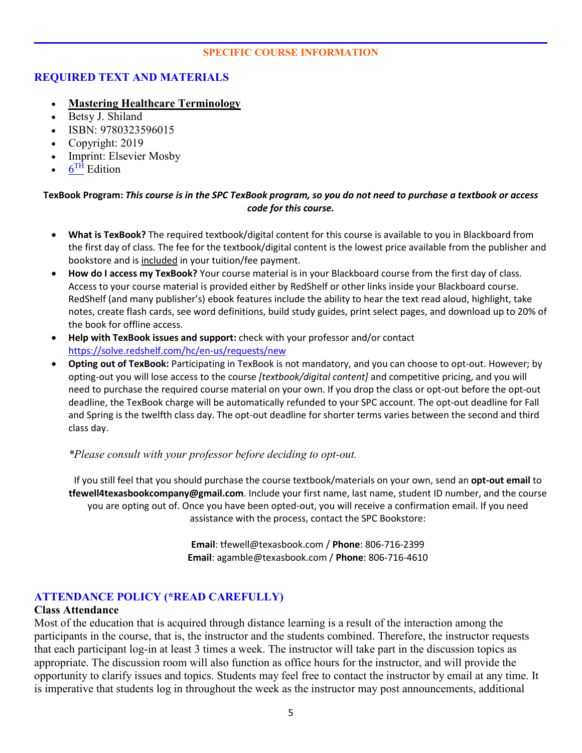## SPECIFIC COURSE INFORMATION

## REQUIRED TEXT AND MATERIALS

- **Mastering Healthcare Terminology**
- Betsy J. Shiland
- ISBN: 9780323596015
- Copyright: 2019
- Imprint: Elsevier Mosby
- 6TH Edition

**TexBook Program:** ***This course is in the SPC TexBook program, so you do not need to purchase a textbook or access code for this course.***

- **What is TexBook?** The required textbook/digital content for this course is available to you in Blackboard from the first day of class. The fee for the textbook/digital content is the lowest price available from the publisher and bookstore and is included in your tuition/fee payment.
- **How do I access my TexBook?** Your course material is in your Blackboard course from the first day of class. Access to your course material is provided either by RedShelf or other links inside your Blackboard course. RedShelf (and many publisher's) ebook features include the ability to hear the text read aloud, highlight, take notes, create flash cards, see word definitions, build study guides, print select pages, and download up to 20% of the book for offline access.
- **Help with TexBook issues and support:** check with your professor and/or contact https://solve.redshelf.com/hc/en-us/requests/new
- **Opting out of TexBook:** Participating in TexBook is not mandatory, and you can choose to opt-out. However; by opting-out you will lose access to the course *[textbook/digital content]* and competitive pricing, and you will need to purchase the required course material on your own. If you drop the class or opt-out before the opt-out deadline, the TexBook charge will be automatically refunded to your SPC account. The opt-out deadline for Fall and Spring is the twelfth class day. The opt-out deadline for shorter terms varies between the second and third class day.

*\*Please consult with your professor before deciding to opt-out.*

If you still feel that you should purchase the course textbook/materials on your own, send an **opt-out email** to **tfewell4texasbookcompany@gmail.com**. Include your first name, last name, student ID number, and the course you are opting out of. Once you have been opted-out, you will receive a confirmation email. If you need assistance with the process, contact the SPC Bookstore:

**Email**: tfewell@texasbook.com / **Phone**: 806-716-2399
**Email**: agamble@texasbook.com / **Phone**: 806-716-4610

## ATTENDANCE POLICY (*READ CAREFULLY)

### Class Attendance

Most of the education that is acquired through distance learning is a result of the interaction among the participants in the course, that is, the instructor and the students combined. Therefore, the instructor requests that each participant log-in at least 3 times a week. The instructor will take part in the discussion topics as appropriate. The discussion room will also function as office hours for the instructor, and will provide the opportunity to clarify issues and topics. Students may feel free to contact the instructor by email at any time. It is imperative that students log in throughout the week as the instructor may post announcements, additional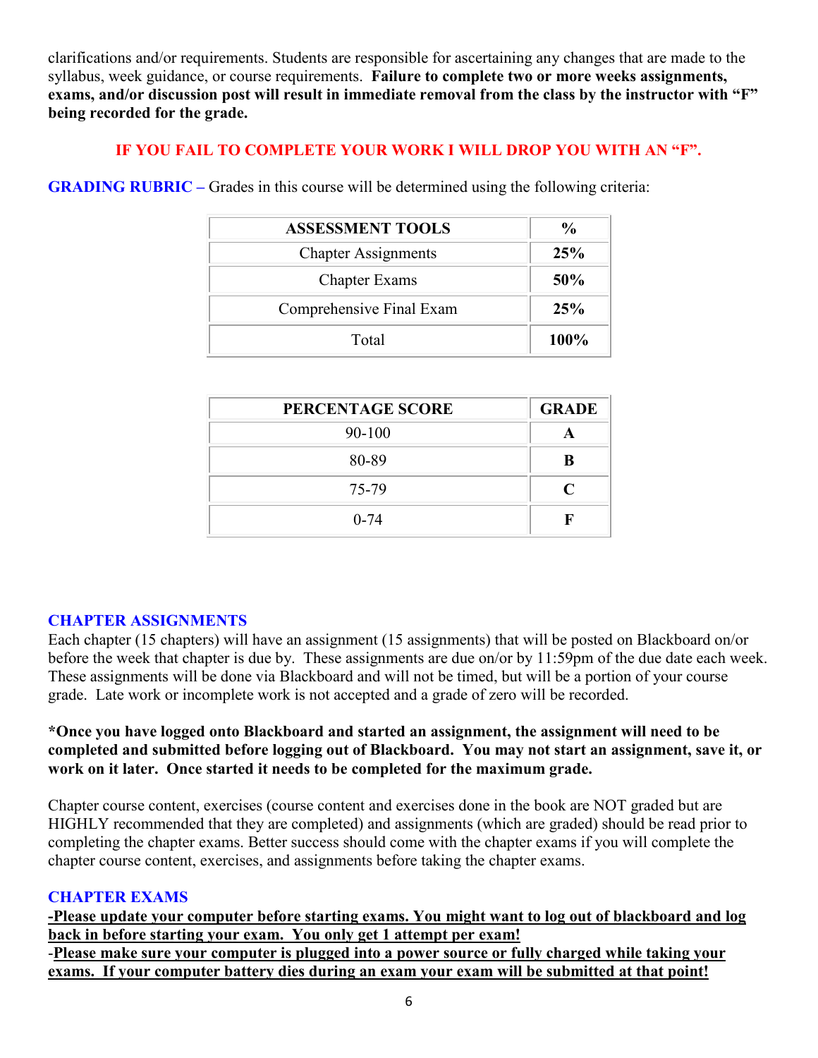clarifications and/or requirements. Students are responsible for ascertaining any changes that are made to the syllabus, week guidance, or course requirements. **Failure to complete two or more weeks assignments, exams, and/or discussion post will result in immediate removal from the class by the instructor with "F" being recorded for the grade.**

**IF YOU FAIL TO COMPLETE YOUR WORK I WILL DROP YOU WITH AN "F".**

**GRADING RUBRIC –** Grades in this course will be determined using the following criteria:

| ASSESSMENT TOOLS | % |
|---|---|
| Chapter Assignments | **25%** |
| Chapter Exams | **50%** |
| Comprehensive Final Exam | **25%** |
| Total | **100%** |

| PERCENTAGE SCORE | GRADE |
|---|---|
| 90-100 | **A** |
| 80-89 | **B** |
| 75-79 | **C** |
| 0-74 | **F** |

### CHAPTER ASSIGNMENTS

Each chapter (15 chapters) will have an assignment (15 assignments) that will be posted on Blackboard on/or before the week that chapter is due by. These assignments are due on/or by 11:59pm of the due date each week. These assignments will be done via Blackboard and will not be timed, but will be a portion of your course grade. Late work or incomplete work is not accepted and a grade of zero will be recorded.

**\*Once you have logged onto Blackboard and started an assignment, the assignment will need to be completed and submitted before logging out of Blackboard. You may not start an assignment, save it, or work on it later. Once started it needs to be completed for the maximum grade.**

Chapter course content, exercises (course content and exercises done in the book are NOT graded but are HIGHLY recommended that they are completed) and assignments (which are graded) should be read prior to completing the chapter exams. Better success should come with the chapter exams if you will complete the chapter course content, exercises, and assignments before taking the chapter exams.

### CHAPTER EXAMS

**-Please update your computer before starting exams. You might want to log out of blackboard and log back in before starting your exam. You only get 1 attempt per exam!**

-**Please make sure your computer is plugged into a power source or fully charged while taking your exams. If your computer battery dies during an exam your exam will be submitted at that point!**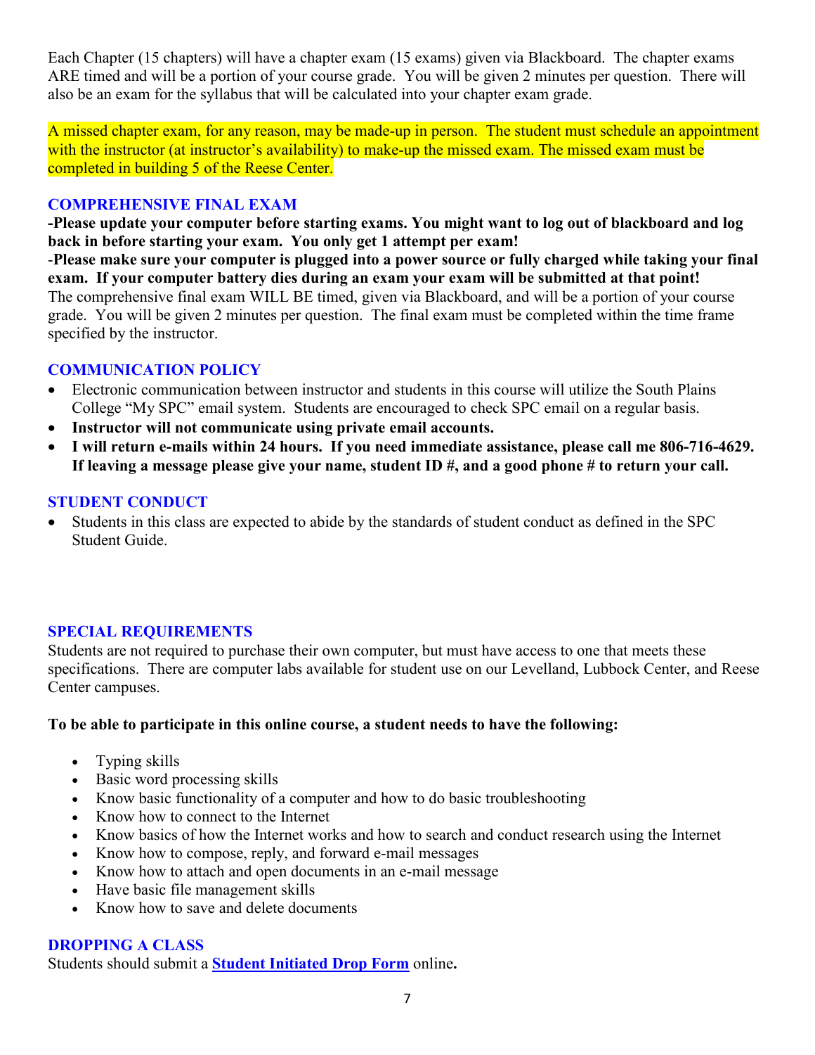Each Chapter (15 chapters) will have a chapter exam (15 exams) given via Blackboard. The chapter exams ARE timed and will be a portion of your course grade. You will be given 2 minutes per question. There will also be an exam for the syllabus that will be calculated into your chapter exam grade.

A missed chapter exam, for any reason, may be made-up in person. The student must schedule an appointment with the instructor (at instructor's availability) to make-up the missed exam. The missed exam must be completed in building 5 of the Reese Center.

## COMPREHENSIVE FINAL EXAM

**-Please update your computer before starting exams. You might want to log out of blackboard and log back in before starting your exam. You only get 1 attempt per exam!**

-**Please make sure your computer is plugged into a power source or fully charged while taking your final exam. If your computer battery dies during an exam your exam will be submitted at that point!**

The comprehensive final exam WILL BE timed, given via Blackboard, and will be a portion of your course grade. You will be given 2 minutes per question. The final exam must be completed within the time frame specified by the instructor.

## COMMUNICATION POLICY

- Electronic communication between instructor and students in this course will utilize the South Plains College "My SPC" email system. Students are encouraged to check SPC email on a regular basis.
- **Instructor will not communicate using private email accounts.**
- **I will return e-mails within 24 hours. If you need immediate assistance, please call me 806-716-4629. If leaving a message please give your name, student ID #, and a good phone # to return your call.**

## STUDENT CONDUCT

- Students in this class are expected to abide by the standards of student conduct as defined in the SPC Student Guide.

## SPECIAL REQUIREMENTS

Students are not required to purchase their own computer, but must have access to one that meets these specifications. There are computer labs available for student use on our Levelland, Lubbock Center, and Reese Center campuses.

**To be able to participate in this online course, a student needs to have the following:**

- Typing skills
- Basic word processing skills
- Know basic functionality of a computer and how to do basic troubleshooting
- Know how to connect to the Internet
- Know basics of how the Internet works and how to search and conduct research using the Internet
- Know how to compose, reply, and forward e-mail messages
- Know how to attach and open documents in an e-mail message
- Have basic file management skills
- Know how to save and delete documents

## DROPPING A CLASS

Students should submit a **Student Initiated Drop Form** online**.**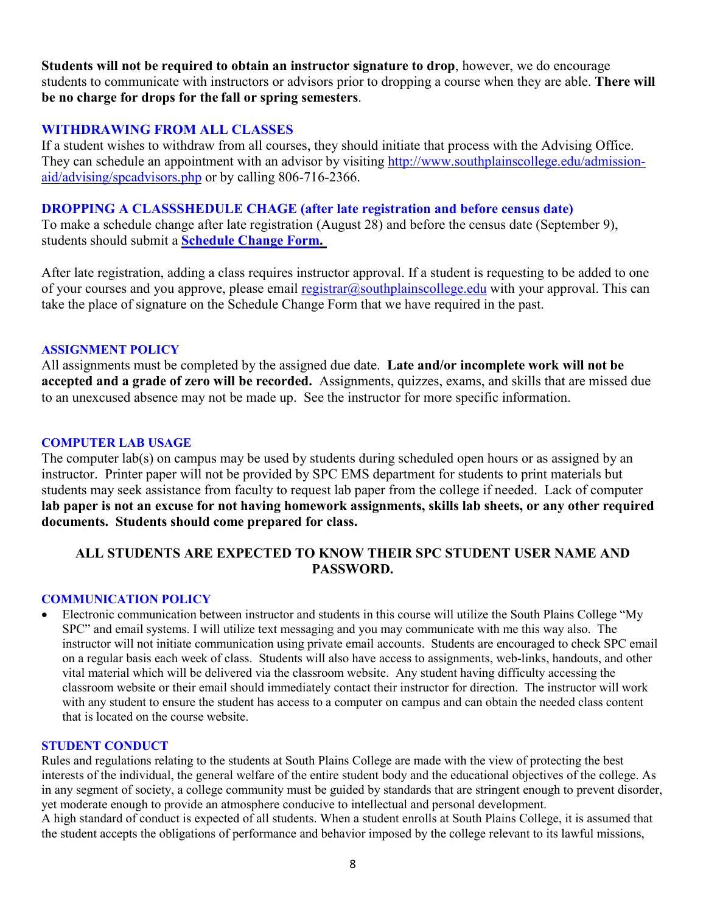**Students will not be required to obtain an instructor signature to drop**, however, we do encourage students to communicate with instructors or advisors prior to dropping a course when they are able. **There will be no charge for drops for the fall or spring semesters**.

## WITHDRAWING FROM ALL CLASSES

If a student wishes to withdraw from all courses, they should initiate that process with the Advising Office. They can schedule an appointment with an advisor by visiting http://www.southplainscollege.edu/admission-aid/advising/spcadvisors.php or by calling 806-716-2366.

## DROPPING A CLASSSHEDULE CHAGE (after late registration and before census date)

To make a schedule change after late registration (August 28) and before the census date (September 9), students should submit a **Schedule Change Form.**

After late registration, adding a class requires instructor approval. If a student is requesting to be added to one of your courses and you approve, please email registrar@southplainscollege.edu with your approval. This can take the place of signature on the Schedule Change Form that we have required in the past.

## ASSIGNMENT POLICY

All assignments must be completed by the assigned due date. **Late and/or incomplete work will not be accepted and a grade of zero will be recorded.** Assignments, quizzes, exams, and skills that are missed due to an unexcused absence may not be made up. See the instructor for more specific information.

## COMPUTER LAB USAGE

The computer lab(s) on campus may be used by students during scheduled open hours or as assigned by an instructor. Printer paper will not be provided by SPC EMS department for students to print materials but students may seek assistance from faculty to request lab paper from the college if needed. Lack of computer **lab paper is not an excuse for not having homework assignments, skills lab sheets, or any other required documents. Students should come prepared for class.**

**ALL STUDENTS ARE EXPECTED TO KNOW THEIR SPC STUDENT USER NAME AND PASSWORD.**

## COMMUNICATION POLICY

- Electronic communication between instructor and students in this course will utilize the South Plains College "My SPC" and email systems. I will utilize text messaging and you may communicate with me this way also. The instructor will not initiate communication using private email accounts. Students are encouraged to check SPC email on a regular basis each week of class. Students will also have access to assignments, web-links, handouts, and other vital material which will be delivered via the classroom website. Any student having difficulty accessing the classroom website or their email should immediately contact their instructor for direction. The instructor will work with any student to ensure the student has access to a computer on campus and can obtain the needed class content that is located on the course website.

## STUDENT CONDUCT

Rules and regulations relating to the students at South Plains College are made with the view of protecting the best interests of the individual, the general welfare of the entire student body and the educational objectives of the college. As in any segment of society, a college community must be guided by standards that are stringent enough to prevent disorder, yet moderate enough to provide an atmosphere conducive to intellectual and personal development.

A high standard of conduct is expected of all students. When a student enrolls at South Plains College, it is assumed that the student accepts the obligations of performance and behavior imposed by the college relevant to its lawful missions,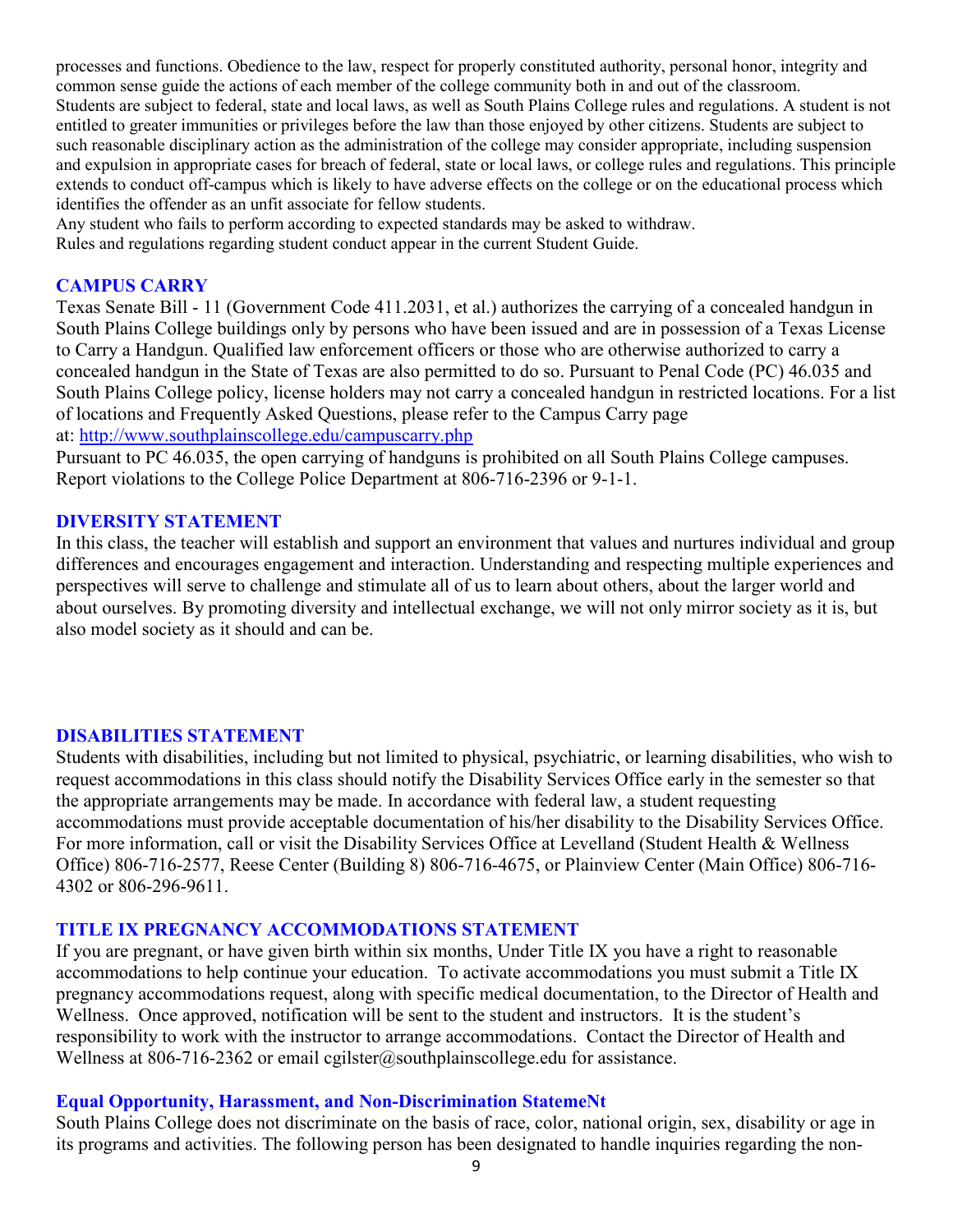processes and functions. Obedience to the law, respect for properly constituted authority, personal honor, integrity and common sense guide the actions of each member of the college community both in and out of the classroom.
Students are subject to federal, state and local laws, as well as South Plains College rules and regulations. A student is not entitled to greater immunities or privileges before the law than those enjoyed by other citizens. Students are subject to such reasonable disciplinary action as the administration of the college may consider appropriate, including suspension and expulsion in appropriate cases for breach of federal, state or local laws, or college rules and regulations. This principle extends to conduct off-campus which is likely to have adverse effects on the college or on the educational process which identifies the offender as an unfit associate for fellow students.
Any student who fails to perform according to expected standards may be asked to withdraw.
Rules and regulations regarding student conduct appear in the current Student Guide.

## CAMPUS CARRY

Texas Senate Bill - 11 (Government Code 411.2031, et al.) authorizes the carrying of a concealed handgun in South Plains College buildings only by persons who have been issued and are in possession of a Texas License to Carry a Handgun. Qualified law enforcement officers or those who are otherwise authorized to carry a concealed handgun in the State of Texas are also permitted to do so. Pursuant to Penal Code (PC) 46.035 and South Plains College policy, license holders may not carry a concealed handgun in restricted locations. For a list of locations and Frequently Asked Questions, please refer to the Campus Carry page at: http://www.southplainscollege.edu/campuscarry.php
Pursuant to PC 46.035, the open carrying of handguns is prohibited on all South Plains College campuses. Report violations to the College Police Department at 806-716-2396 or 9-1-1.

## DIVERSITY STATEMENT

In this class, the teacher will establish and support an environment that values and nurtures individual and group differences and encourages engagement and interaction. Understanding and respecting multiple experiences and perspectives will serve to challenge and stimulate all of us to learn about others, about the larger world and about ourselves. By promoting diversity and intellectual exchange, we will not only mirror society as it is, but also model society as it should and can be.

## DISABILITIES STATEMENT

Students with disabilities, including but not limited to physical, psychiatric, or learning disabilities, who wish to request accommodations in this class should notify the Disability Services Office early in the semester so that the appropriate arrangements may be made. In accordance with federal law, a student requesting accommodations must provide acceptable documentation of his/her disability to the Disability Services Office. For more information, call or visit the Disability Services Office at Levelland (Student Health & Wellness Office) 806-716-2577, Reese Center (Building 8) 806-716-4675, or Plainview Center (Main Office) 806-716-4302 or 806-296-9611.

## TITLE IX PREGNANCY ACCOMMODATIONS STATEMENT

If you are pregnant, or have given birth within six months, Under Title IX you have a right to reasonable accommodations to help continue your education. To activate accommodations you must submit a Title IX pregnancy accommodations request, along with specific medical documentation, to the Director of Health and Wellness. Once approved, notification will be sent to the student and instructors. It is the student's responsibility to work with the instructor to arrange accommodations. Contact the Director of Health and Wellness at 806-716-2362 or email cgilster@southplainscollege.edu for assistance.

## Equal Opportunity, Harassment, and Non-Discrimination StatemeNt

South Plains College does not discriminate on the basis of race, color, national origin, sex, disability or age in its programs and activities. The following person has been designated to handle inquiries regarding the non-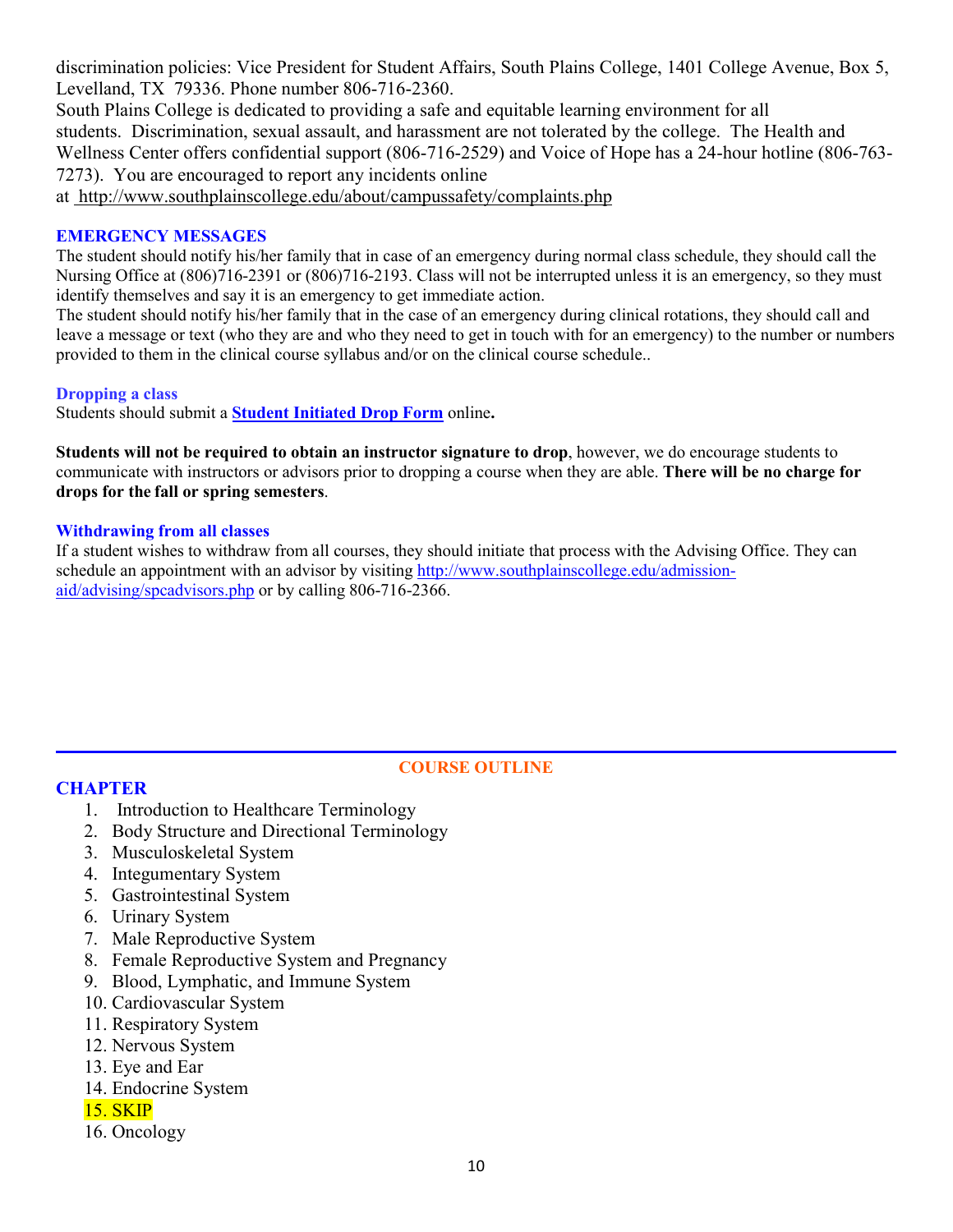discrimination policies: Vice President for Student Affairs, South Plains College, 1401 College Avenue, Box 5, Levelland, TX 79336. Phone number 806-716-2360.

South Plains College is dedicated to providing a safe and equitable learning environment for all students. Discrimination, sexual assault, and harassment are not tolerated by the college. The Health and Wellness Center offers confidential support (806-716-2529) and Voice of Hope has a 24-hour hotline (806-763-7273). You are encouraged to report any incidents online at http://www.southplainscollege.edu/about/campussafety/complaints.php

### EMERGENCY MESSAGES

The student should notify his/her family that in case of an emergency during normal class schedule, they should call the Nursing Office at (806)716-2391 or (806)716-2193. Class will not be interrupted unless it is an emergency, so they must identify themselves and say it is an emergency to get immediate action.

The student should notify his/her family that in the case of an emergency during clinical rotations, they should call and leave a message or text (who they are and who they need to get in touch with for an emergency) to the number or numbers provided to them in the clinical course syllabus and/or on the clinical course schedule..

### Dropping a class

Students should submit a **Student Initiated Drop Form** online**.**

**Students will not be required to obtain an instructor signature to drop**, however, we do encourage students to communicate with instructors or advisors prior to dropping a course when they are able. **There will be no charge for drops for the fall or spring semesters**.

### Withdrawing from all classes

If a student wishes to withdraw from all courses, they should initiate that process with the Advising Office. They can schedule an appointment with an advisor by visiting http://www.southplainscollege.edu/admission-aid/advising/spcadvisors.php or by calling 806-716-2366.

## COURSE OUTLINE

### CHAPTER

1. Introduction to Healthcare Terminology
2. Body Structure and Directional Terminology
3. Musculoskeletal System
4. Integumentary System
5. Gastrointestinal System
6. Urinary System
7. Male Reproductive System
8. Female Reproductive System and Pregnancy
9. Blood, Lymphatic, and Immune System
10. Cardiovascular System
11. Respiratory System
12. Nervous System
13. Eye and Ear
14. Endocrine System
15. SKIP
16. Oncology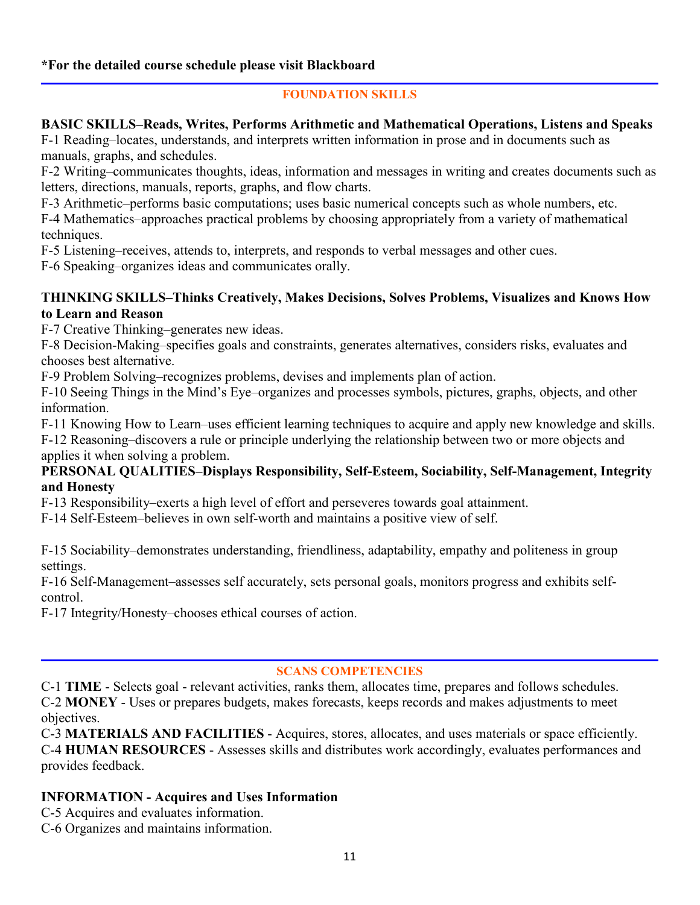**\*For the detailed course schedule please visit Blackboard**

## FOUNDATION SKILLS

**BASIC SKILLS–Reads, Writes, Performs Arithmetic and Mathematical Operations, Listens and Speaks**

F-1 Reading–locates, understands, and interprets written information in prose and in documents such as manuals, graphs, and schedules.
F-2 Writing–communicates thoughts, ideas, information and messages in writing and creates documents such as letters, directions, manuals, reports, graphs, and flow charts.
F-3 Arithmetic–performs basic computations; uses basic numerical concepts such as whole numbers, etc.
F-4 Mathematics–approaches practical problems by choosing appropriately from a variety of mathematical techniques.
F-5 Listening–receives, attends to, interprets, and responds to verbal messages and other cues.
F-6 Speaking–organizes ideas and communicates orally.

**THINKING SKILLS–Thinks Creatively, Makes Decisions, Solves Problems, Visualizes and Knows How to Learn and Reason**

F-7 Creative Thinking–generates new ideas.
F-8 Decision-Making–specifies goals and constraints, generates alternatives, considers risks, evaluates and chooses best alternative.
F-9 Problem Solving–recognizes problems, devises and implements plan of action.
F-10 Seeing Things in the Mind's Eye–organizes and processes symbols, pictures, graphs, objects, and other information.
F-11 Knowing How to Learn–uses efficient learning techniques to acquire and apply new knowledge and skills.
F-12 Reasoning–discovers a rule or principle underlying the relationship between two or more objects and applies it when solving a problem.

**PERSONAL QUALITIES–Displays Responsibility, Self-Esteem, Sociability, Self-Management, Integrity and Honesty**

F-13 Responsibility–exerts a high level of effort and perseveres towards goal attainment.
F-14 Self-Esteem–believes in own self-worth and maintains a positive view of self.

F-15 Sociability–demonstrates understanding, friendliness, adaptability, empathy and politeness in group settings.
F-16 Self-Management–assesses self accurately, sets personal goals, monitors progress and exhibits self-control.
F-17 Integrity/Honesty–chooses ethical courses of action.

## SCANS COMPETENCIES

C-1 **TIME** - Selects goal - relevant activities, ranks them, allocates time, prepares and follows schedules.
C-2 **MONEY** - Uses or prepares budgets, makes forecasts, keeps records and makes adjustments to meet objectives.
C-3 **MATERIALS AND FACILITIES** - Acquires, stores, allocates, and uses materials or space efficiently.
C-4 **HUMAN RESOURCES** - Assesses skills and distributes work accordingly, evaluates performances and provides feedback.

**INFORMATION - Acquires and Uses Information**

C-5 Acquires and evaluates information.
C-6 Organizes and maintains information.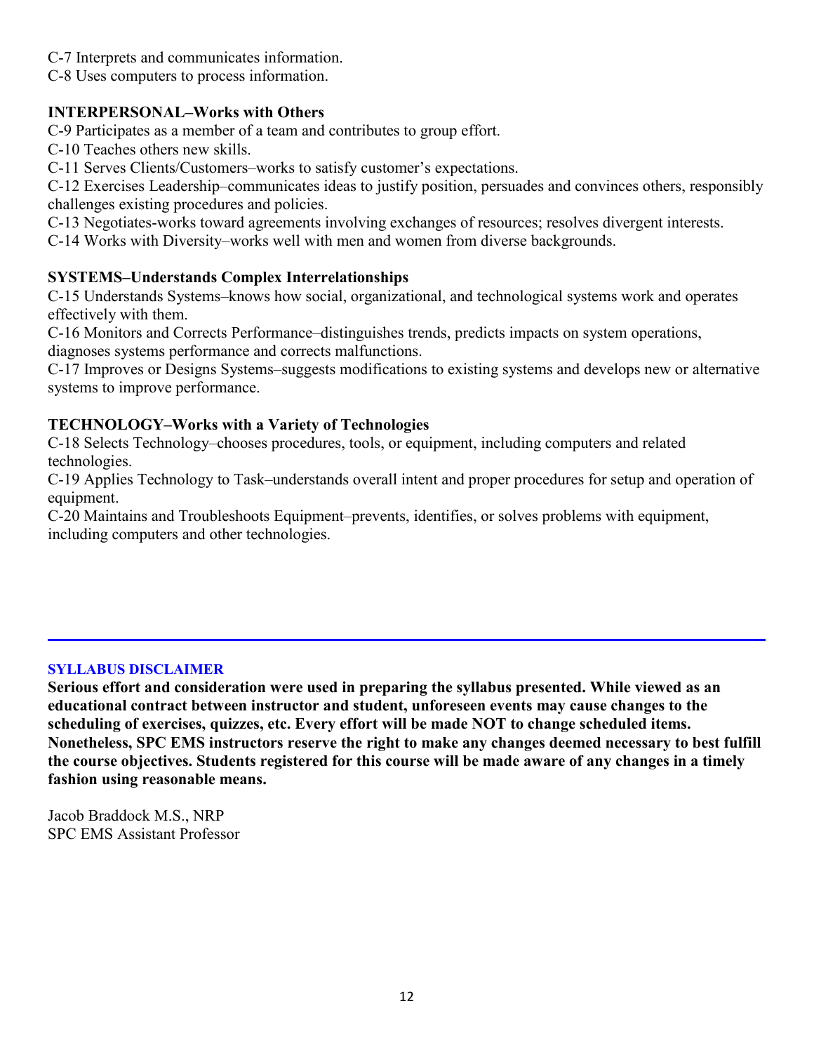C-7 Interprets and communicates information.
C-8 Uses computers to process information.

**INTERPERSONAL–Works with Others**

C-9 Participates as a member of a team and contributes to group effort.
C-10 Teaches others new skills.
C-11 Serves Clients/Customers–works to satisfy customer's expectations.
C-12 Exercises Leadership–communicates ideas to justify position, persuades and convinces others, responsibly challenges existing procedures and policies.
C-13 Negotiates-works toward agreements involving exchanges of resources; resolves divergent interests.
C-14 Works with Diversity–works well with men and women from diverse backgrounds.

**SYSTEMS–Understands Complex Interrelationships**

C-15 Understands Systems–knows how social, organizational, and technological systems work and operates effectively with them.
C-16 Monitors and Corrects Performance–distinguishes trends, predicts impacts on system operations, diagnoses systems performance and corrects malfunctions.
C-17 Improves or Designs Systems–suggests modifications to existing systems and develops new or alternative systems to improve performance.

**TECHNOLOGY–Works with a Variety of Technologies**

C-18 Selects Technology–chooses procedures, tools, or equipment, including computers and related technologies.
C-19 Applies Technology to Task–understands overall intent and proper procedures for setup and operation of equipment.
C-20 Maintains and Troubleshoots Equipment–prevents, identifies, or solves problems with equipment, including computers and other technologies.

---

**SYLLABUS DISCLAIMER**

**Serious effort and consideration were used in preparing the syllabus presented. While viewed as an educational contract between instructor and student, unforeseen events may cause changes to the scheduling of exercises, quizzes, etc. Every effort will be made NOT to change scheduled items. Nonetheless, SPC EMS instructors reserve the right to make any changes deemed necessary to best fulfill the course objectives. Students registered for this course will be made aware of any changes in a timely fashion using reasonable means.**

Jacob Braddock M.S., NRP
SPC EMS Assistant Professor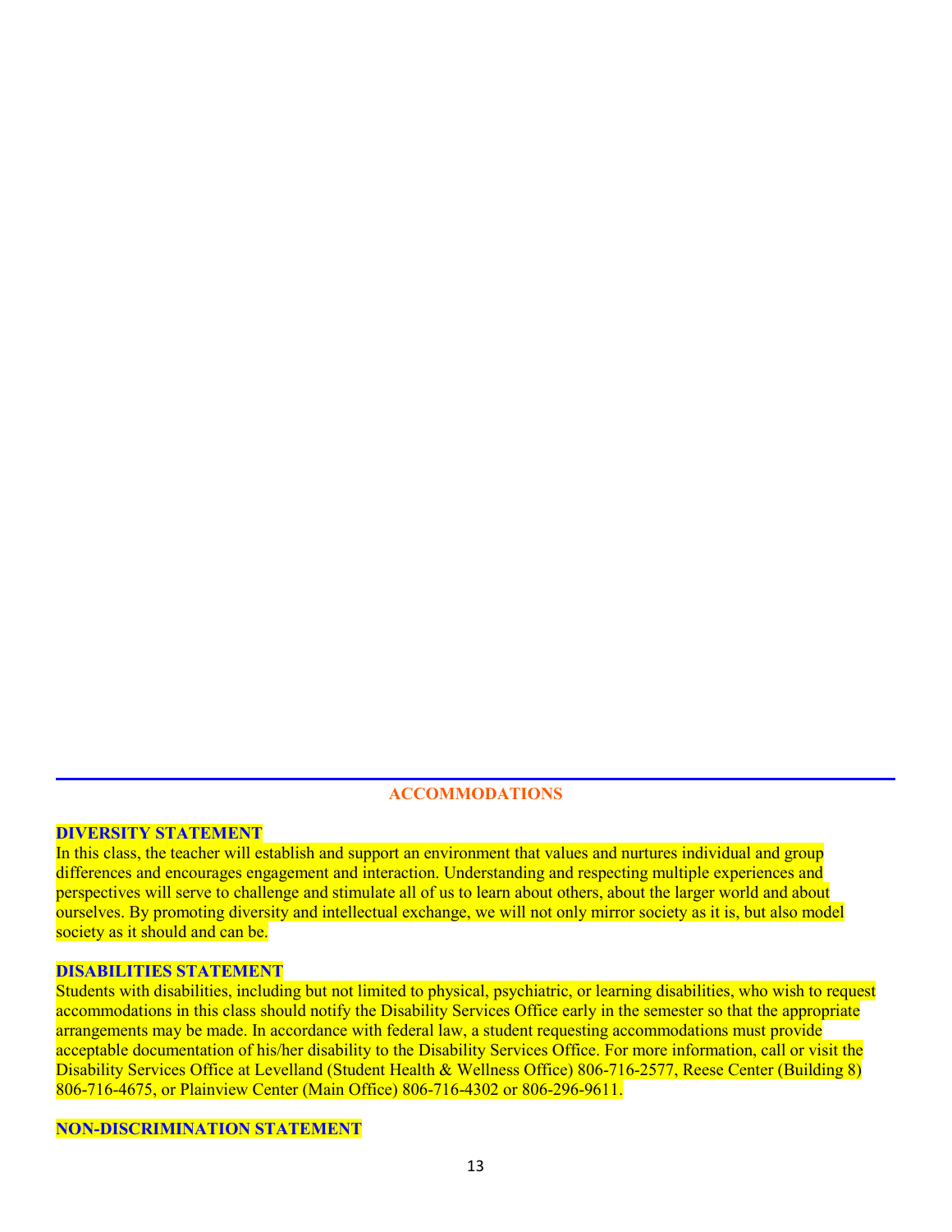## ACCOMMODATIONS

### DIVERSITY STATEMENT

In this class, the teacher will establish and support an environment that values and nurtures individual and group differences and encourages engagement and interaction. Understanding and respecting multiple experiences and perspectives will serve to challenge and stimulate all of us to learn about others, about the larger world and about ourselves. By promoting diversity and intellectual exchange, we will not only mirror society as it is, but also model society as it should and can be.

### DISABILITIES STATEMENT

Students with disabilities, including but not limited to physical, psychiatric, or learning disabilities, who wish to request accommodations in this class should notify the Disability Services Office early in the semester so that the appropriate arrangements may be made. In accordance with federal law, a student requesting accommodations must provide acceptable documentation of his/her disability to the Disability Services Office. For more information, call or visit the Disability Services Office at Levelland (Student Health & Wellness Office) 806-716-2577, Reese Center (Building 8) 806-716-4675, or Plainview Center (Main Office) 806-716-4302 or 806-296-9611.

### NON-DISCRIMINATION STATEMENT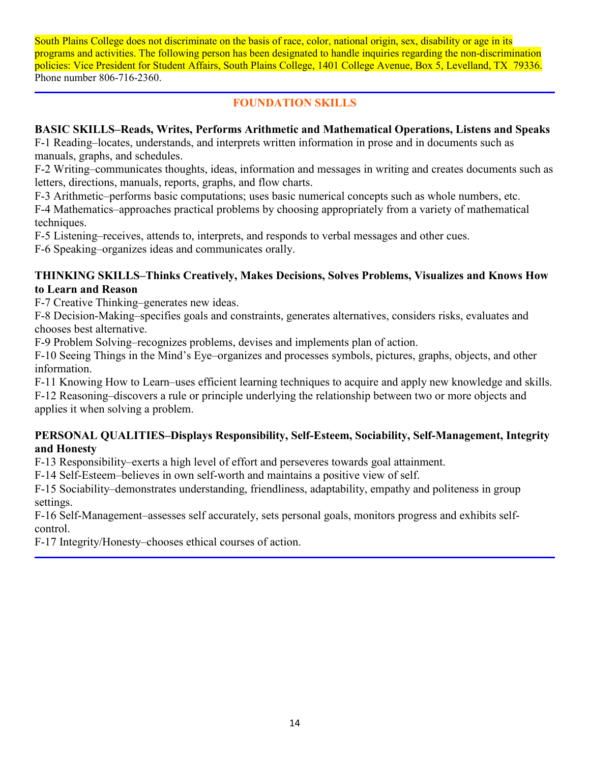South Plains College does not discriminate on the basis of race, color, national origin, sex, disability or age in its programs and activities. The following person has been designated to handle inquiries regarding the non-discrimination policies: Vice President for Student Affairs, South Plains College, 1401 College Avenue, Box 5, Levelland, TX 79336. Phone number 806-716-2360.

---

## FOUNDATION SKILLS

**BASIC SKILLS–Reads, Writes, Performs Arithmetic and Mathematical Operations, Listens and Speaks**

F-1 Reading–locates, understands, and interprets written information in prose and in documents such as manuals, graphs, and schedules.

F-2 Writing–communicates thoughts, ideas, information and messages in writing and creates documents such as letters, directions, manuals, reports, graphs, and flow charts.

F-3 Arithmetic–performs basic computations; uses basic numerical concepts such as whole numbers, etc.

F-4 Mathematics–approaches practical problems by choosing appropriately from a variety of mathematical techniques.

F-5 Listening–receives, attends to, interprets, and responds to verbal messages and other cues.

F-6 Speaking–organizes ideas and communicates orally.

**THINKING SKILLS–Thinks Creatively, Makes Decisions, Solves Problems, Visualizes and Knows How to Learn and Reason**

F-7 Creative Thinking–generates new ideas.

F-8 Decision-Making–specifies goals and constraints, generates alternatives, considers risks, evaluates and chooses best alternative.

F-9 Problem Solving–recognizes problems, devises and implements plan of action.

F-10 Seeing Things in the Mind's Eye–organizes and processes symbols, pictures, graphs, objects, and other information.

F-11 Knowing How to Learn–uses efficient learning techniques to acquire and apply new knowledge and skills.

F-12 Reasoning–discovers a rule or principle underlying the relationship between two or more objects and applies it when solving a problem.

**PERSONAL QUALITIES–Displays Responsibility, Self-Esteem, Sociability, Self-Management, Integrity and Honesty**

F-13 Responsibility–exerts a high level of effort and perseveres towards goal attainment.

F-14 Self-Esteem–believes in own self-worth and maintains a positive view of self.

F-15 Sociability–demonstrates understanding, friendliness, adaptability, empathy and politeness in group settings.

F-16 Self-Management–assesses self accurately, sets personal goals, monitors progress and exhibits self-control.

F-17 Integrity/Honesty–chooses ethical courses of action.

---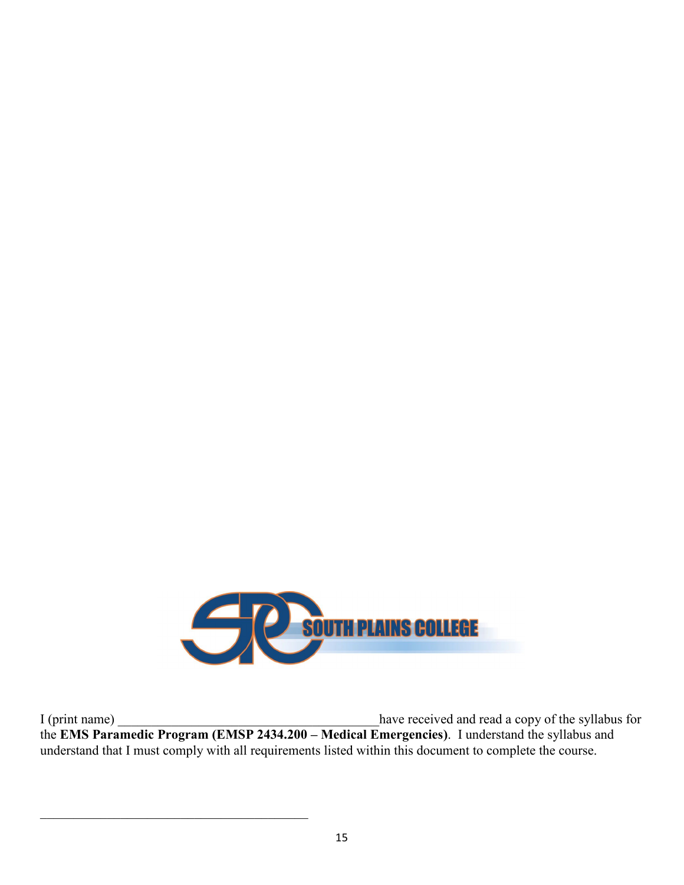SOUTH PLAINS COLLEGE

I (print name) ________________________________________have received and read a copy of the syllabus for the **EMS Paramedic Program (EMSP 2434.200 – Medical Emergencies)**. I understand the syllabus and understand that I must comply with all requirements listed within this document to complete the course.

_____________________________________________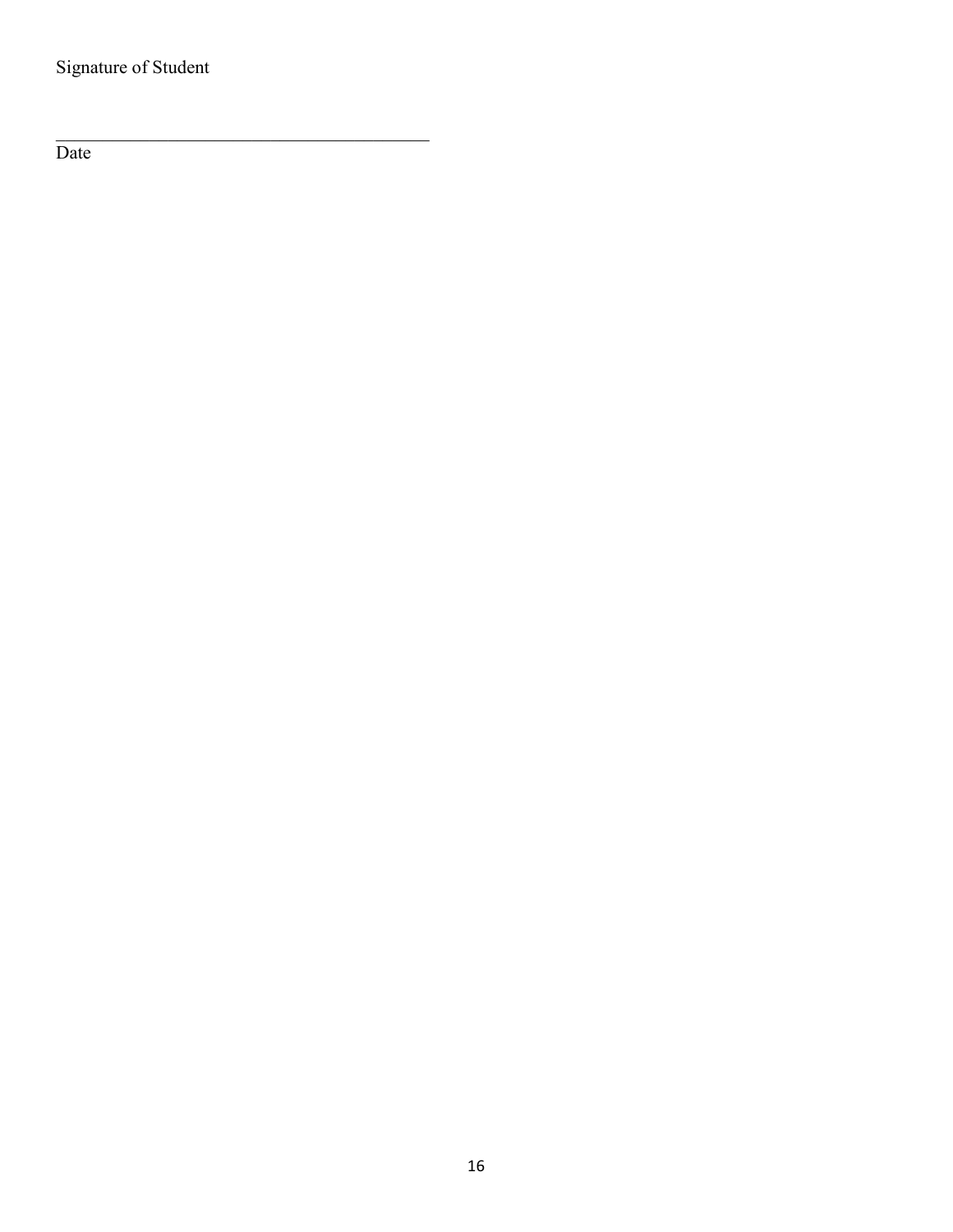Signature of Student

\_\_\_\_\_\_\_\_\_\_\_\_\_\_\_\_\_\_\_\_\_\_\_\_\_\_\_\_\_\_\_\_\_\_\_\_\_\_\_\_

Date